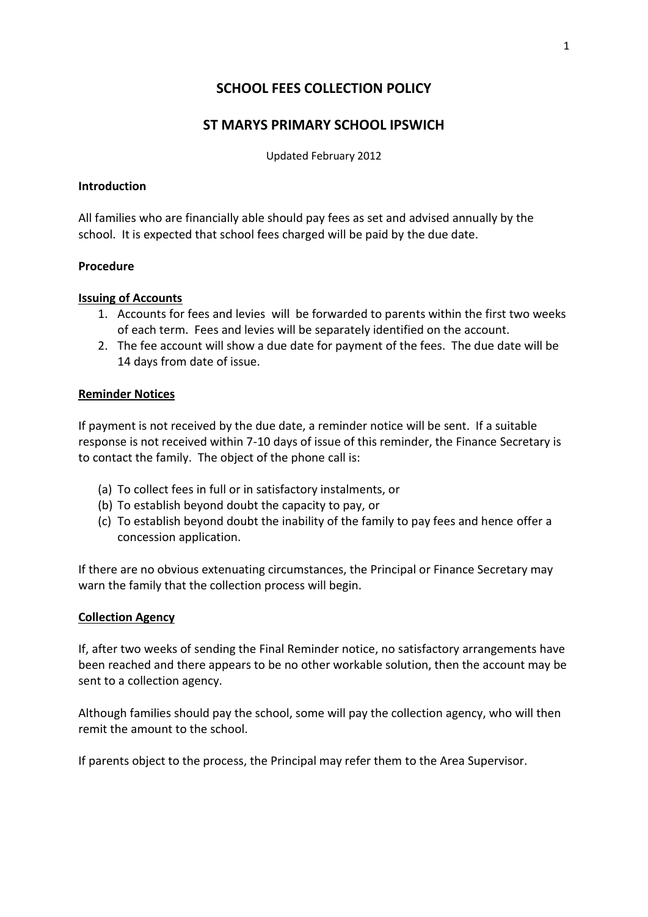# SCHOOL FEES COLLECTION POLICY

# ST MARYS PRIMARY SCHOOL IPSWICH

Updated February 2012

**Introduction**

All families who are financially able should pay fees as set and advised annually by the school. It is expected that school fees charged will be paid by the due date.

**Procedure**

**Issuing of Accounts**

1. Accounts for fees and levies will be forwarded to parents within the first two weeks of each term. Fees and levies will be separately identified on the account.
2. The fee account will show a due date for payment of the fees. The due date will be 14 days from date of issue.

**Reminder Notices**

If payment is not received by the due date, a reminder notice will be sent. If a suitable response is not received within 7-10 days of issue of this reminder, the Finance Secretary is to contact the family. The object of the phone call is:

(a) To collect fees in full or in satisfactory instalments, or
(b) To establish beyond doubt the capacity to pay, or
(c) To establish beyond doubt the inability of the family to pay fees and hence offer a concession application.

If there are no obvious extenuating circumstances, the Principal or Finance Secretary may warn the family that the collection process will begin.

**Collection Agency**

If, after two weeks of sending the Final Reminder notice, no satisfactory arrangements have been reached and there appears to be no other workable solution, then the account may be sent to a collection agency.

Although families should pay the school, some will pay the collection agency, who will then remit the amount to the school.

If parents object to the process, the Principal may refer them to the Area Supervisor.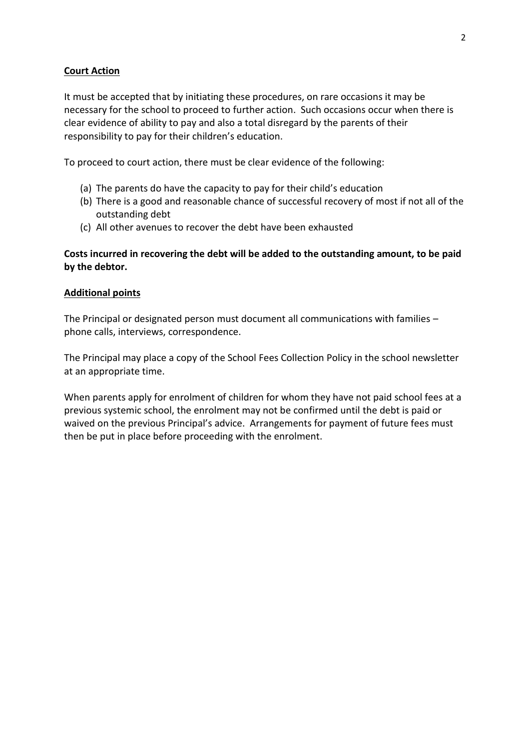**Court Action**

It must be accepted that by initiating these procedures, on rare occasions it may be necessary for the school to proceed to further action. Such occasions occur when there is clear evidence of ability to pay and also a total disregard by the parents of their responsibility to pay for their children's education.

To proceed to court action, there must be clear evidence of the following:

(a) The parents do have the capacity to pay for their child's education
(b) There is a good and reasonable chance of successful recovery of most if not all of the outstanding debt
(c) All other avenues to recover the debt have been exhausted

**Costs incurred in recovering the debt will be added to the outstanding amount, to be paid by the debtor.**

**Additional points**

The Principal or designated person must document all communications with families – phone calls, interviews, correspondence.

The Principal may place a copy of the School Fees Collection Policy in the school newsletter at an appropriate time.

When parents apply for enrolment of children for whom they have not paid school fees at a previous systemic school, the enrolment may not be confirmed until the debt is paid or waived on the previous Principal's advice. Arrangements for payment of future fees must then be put in place before proceeding with the enrolment.